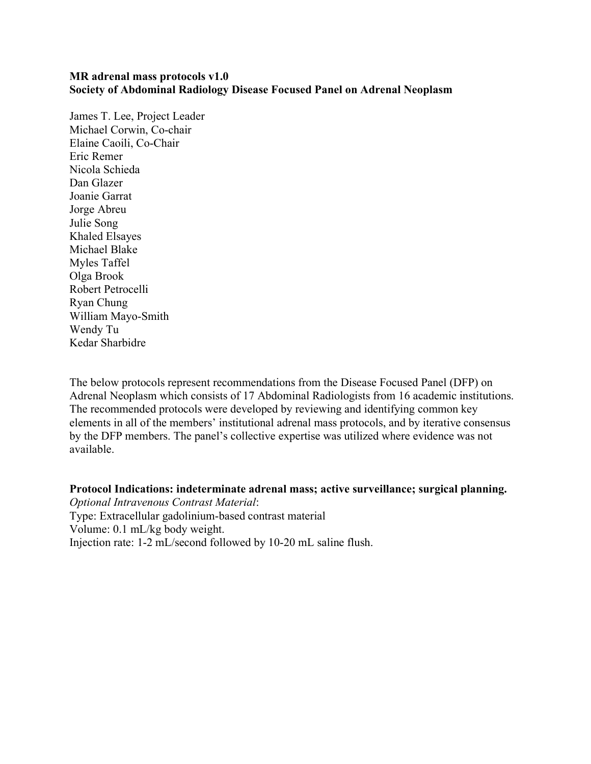# MR adrenal mass protocols v1.0
## Society of Abdominal Radiology Disease Focused Panel on Adrenal Neoplasm

James T. Lee, Project Leader
Michael Corwin, Co-chair
Elaine Caoili, Co-Chair
Eric Remer
Nicola Schieda
Dan Glazer
Joanie Garrat
Jorge Abreu
Julie Song
Khaled Elsayes
Michael Blake
Myles Taffel
Olga Brook
Robert Petrocelli
Ryan Chung
William Mayo-Smith
Wendy Tu
Kedar Sharbidre

The below protocols represent recommendations from the Disease Focused Panel (DFP) on Adrenal Neoplasm which consists of 17 Abdominal Radiologists from 16 academic institutions. The recommended protocols were developed by reviewing and identifying common key elements in all of the members' institutional adrenal mass protocols, and by iterative consensus by the DFP members. The panel's collective expertise was utilized where evidence was not available.

**Protocol Indications: indeterminate adrenal mass; active surveillance; surgical planning.**

*Optional Intravenous Contrast Material*:
Type: Extracellular gadolinium-based contrast material
Volume: 0.1 mL/kg body weight.
Injection rate: 1-2 mL/second followed by 10-20 mL saline flush.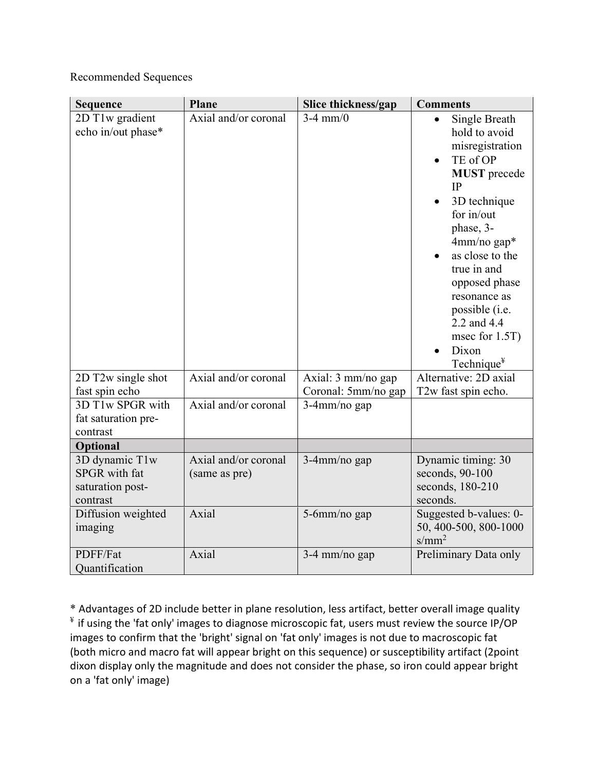Recommended Sequences

| Sequence | Plane | Slice thickness/gap | Comments |
| --- | --- | --- | --- |
| 2D T1w gradient echo in/out phase* | Axial and/or coronal | 3-4 mm/0 | • Single Breath hold to avoid misregistration<br>• TE of OP **MUST** precede IP<br>• 3D technique for in/out phase, 3-4mm/no gap*<br>• as close to the true in and opposed phase resonance as possible (i.e. 2.2 and 4.4 msec for 1.5T)<br>• Dixon Technique[¥] |
| 2D T2w single shot fast spin echo | Axial and/or coronal | Axial: 3 mm/no gap<br>Coronal: 5mm/no gap | Alternative: 2D axial T2w fast spin echo. |
| 3D T1w SPGR with fat saturation pre-contrast | Axial and/or coronal | 3-4mm/no gap | |
| **Optional** | | | |
| 3D dynamic T1w SPGR with fat saturation post-contrast | Axial and/or coronal (same as pre) | 3-4mm/no gap | Dynamic timing: 30 seconds, 90-100 seconds, 180-210 seconds. |
| Diffusion weighted imaging | Axial | 5-6mm/no gap | Suggested b-values: 0-50, 400-500, 800-1000 $s/mm^2$ |
| PDFF/Fat Quantification | Axial | 3-4 mm/no gap | Preliminary Data only |

* Advantages of 2D include better in plane resolution, less artifact, better overall image quality

[¥] if using the 'fat only' images to diagnose microscopic fat, users must review the source IP/OP images to confirm that the 'bright' signal on 'fat only' images is not due to macroscopic fat (both micro and macro fat will appear bright on this sequence) or susceptibility artifact (2point dixon display only the magnitude and does not consider the phase, so iron could appear bright on a 'fat only' image)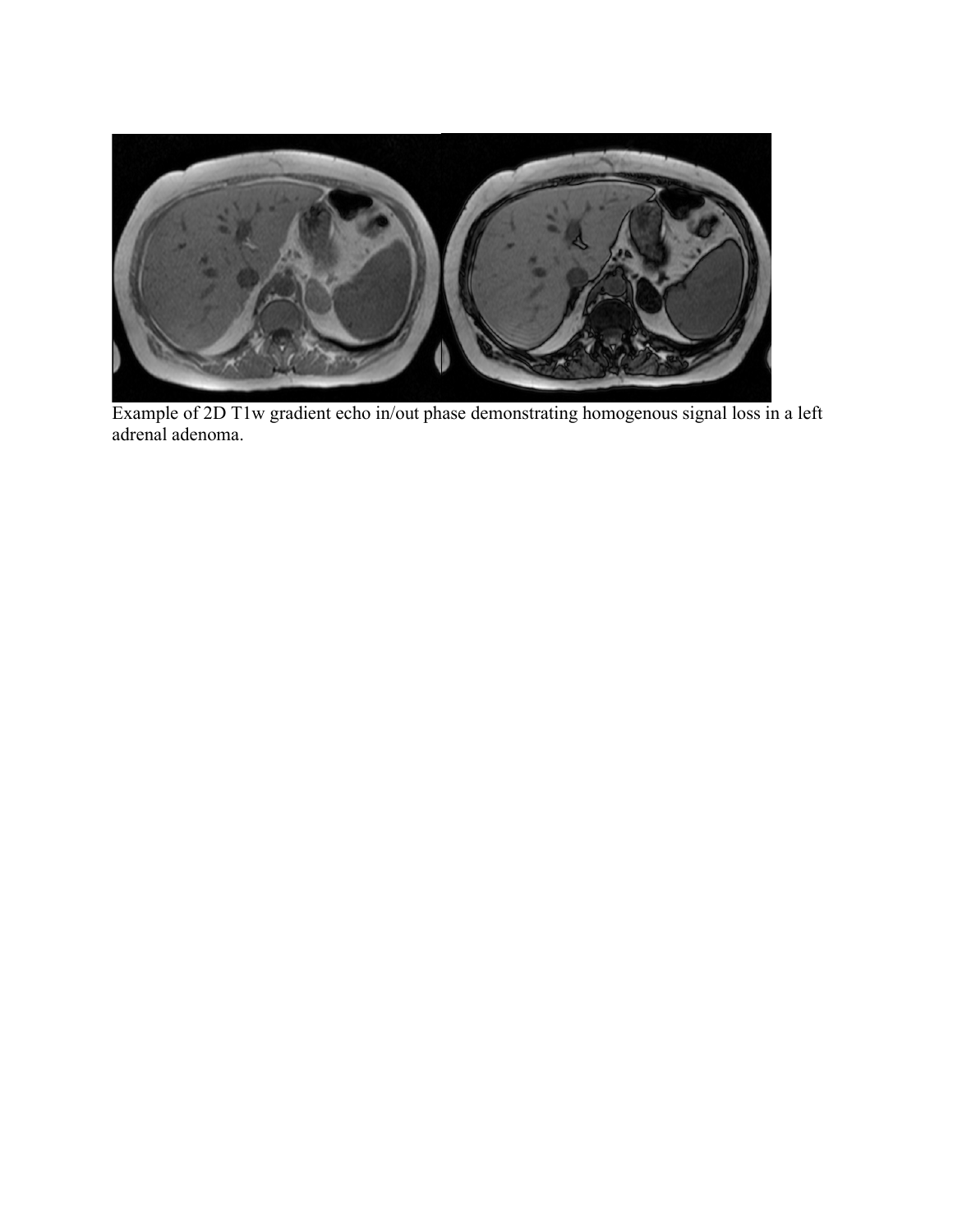Example of 2D T1w gradient echo in/out phase demonstrating homogenous signal loss in a left adrenal adenoma.